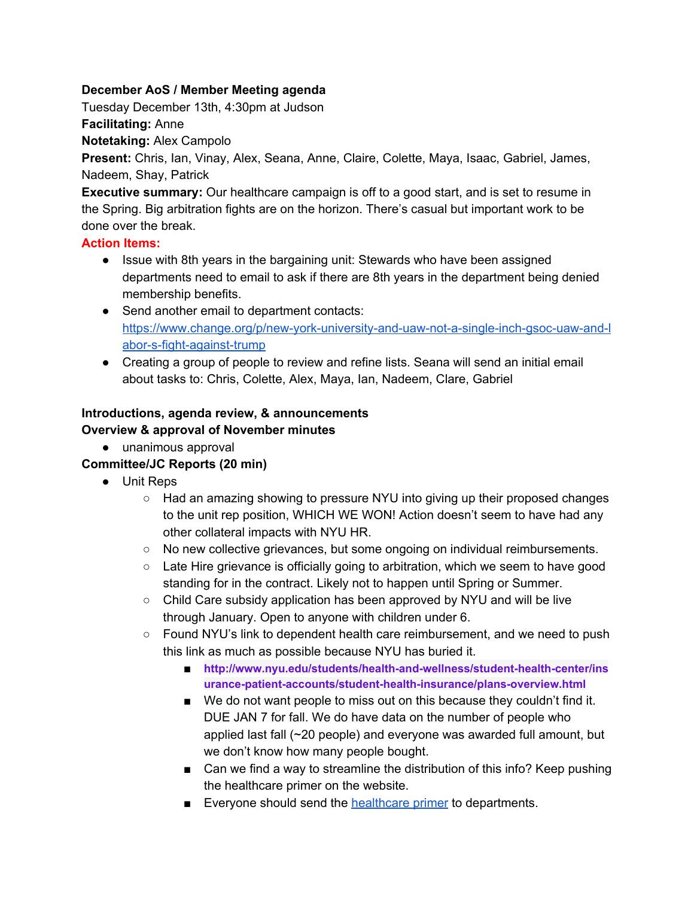**December AoS / Member Meeting agenda**

Tuesday December 13th, 4:30pm at Judson

**Facilitating:** Anne

**Notetaking:** Alex Campolo

**Present:** Chris, Ian, Vinay, Alex, Seana, Anne, Claire, Colette, Maya, Isaac, Gabriel, James, Nadeem, Shay, Patrick

**Executive summary:** Our healthcare campaign is off to a good start, and is set to resume in the Spring. Big arbitration fights are on the horizon. There's casual but important work to be done over the break.

**Action Items:**

- Issue with 8th years in the bargaining unit: Stewards who have been assigned departments need to email to ask if there are 8th years in the department being denied membership benefits.
- Send another email to department contacts: https://www.change.org/p/new-york-university-and-uaw-not-a-single-inch-gsoc-uaw-and-labor-s-fight-against-trump
- Creating a group of people to review and refine lists. Seana will send an initial email about tasks to: Chris, Colette, Alex, Maya, Ian, Nadeem, Clare, Gabriel

**Introductions, agenda review, & announcements**

**Overview & approval of November minutes**

- unanimous approval

**Committee/JC Reports (20 min)**

- Unit Reps
  - Had an amazing showing to pressure NYU into giving up their proposed changes to the unit rep position, WHICH WE WON! Action doesn't seem to have had any other collateral impacts with NYU HR.
  - No new collective grievances, but some ongoing on individual reimbursements.
  - Late Hire grievance is officially going to arbitration, which we seem to have good standing for in the contract. Likely not to happen until Spring or Summer.
  - Child Care subsidy application has been approved by NYU and will be live through January. Open to anyone with children under 6.
  - Found NYU's link to dependent health care reimbursement, and we need to push this link as much as possible because NYU has buried it.
    - **http://www.nyu.edu/students/health-and-wellness/student-health-center/insurance-patient-accounts/student-health-insurance/plans-overview.html**
    - We do not want people to miss out on this because they couldn't find it. DUE JAN 7 for fall. We do have data on the number of people who applied last fall (~20 people) and everyone was awarded full amount, but we don't know how many people bought.
    - Can we find a way to streamline the distribution of this info? Keep pushing the healthcare primer on the website.
    - Everyone should send the healthcare primer to departments.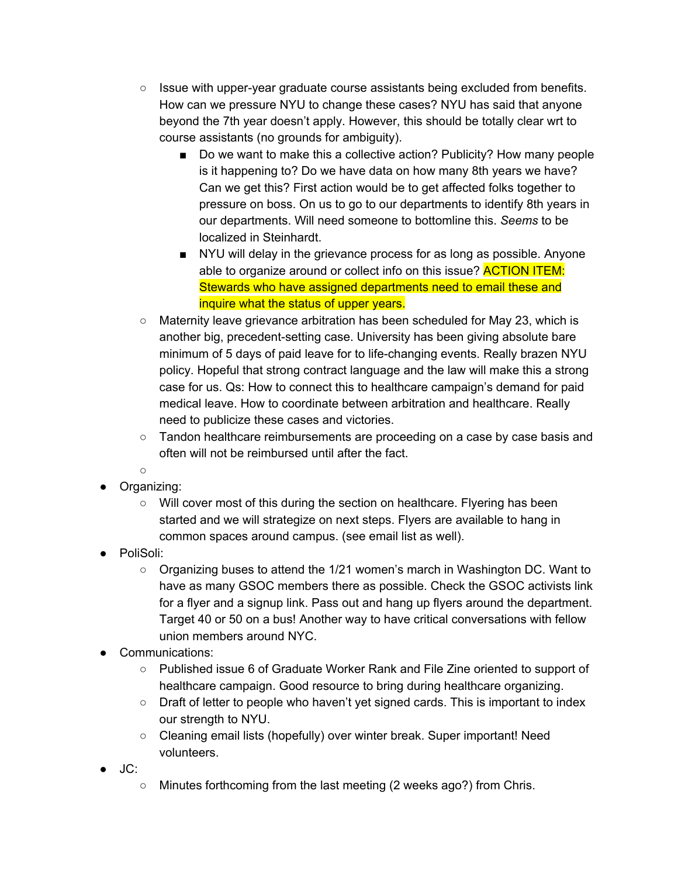- Issue with upper-year graduate course assistants being excluded from benefits. How can we pressure NYU to change these cases? NYU has said that anyone beyond the 7th year doesn't apply. However, this should be totally clear wrt to course assistants (no grounds for ambiguity).
    - Do we want to make this a collective action? Publicity? How many people is it happening to? Do we have data on how many 8th years we have? Can we get this? First action would be to get affected folks together to pressure on boss. On us to go to our departments to identify 8th years in our departments. Will need someone to bottomline this. *Seems* to be localized in Steinhardt.
    - NYU will delay in the grievance process for as long as possible. Anyone able to organize around or collect info on this issue? ACTION ITEM: Stewards who have assigned departments need to email these and inquire what the status of upper years.
  - Maternity leave grievance arbitration has been scheduled for May 23, which is another big, precedent-setting case. University has been giving absolute bare minimum of 5 days of paid leave for to life-changing events. Really brazen NYU policy. Hopeful that strong contract language and the law will make this a strong case for us. Qs: How to connect this to healthcare campaign's demand for paid medical leave. How to coordinate between arbitration and healthcare. Really need to publicize these cases and victories.
  - Tandon healthcare reimbursements are proceeding on a case by case basis and often will not be reimbursed until after the fact.
  -
- Organizing:
  - Will cover most of this during the section on healthcare. Flyering has been started and we will strategize on next steps. Flyers are available to hang in common spaces around campus. (see email list as well).
- PoliSoli:
  - Organizing buses to attend the 1/21 women's march in Washington DC. Want to have as many GSOC members there as possible. Check the GSOC activists link for a flyer and a signup link. Pass out and hang up flyers around the department. Target 40 or 50 on a bus! Another way to have critical conversations with fellow union members around NYC.
- Communications:
  - Published issue 6 of Graduate Worker Rank and File Zine oriented to support of healthcare campaign. Good resource to bring during healthcare organizing.
  - Draft of letter to people who haven't yet signed cards. This is important to index our strength to NYU.
  - Cleaning email lists (hopefully) over winter break. Super important! Need volunteers.
- JC:
  - Minutes forthcoming from the last meeting (2 weeks ago?) from Chris.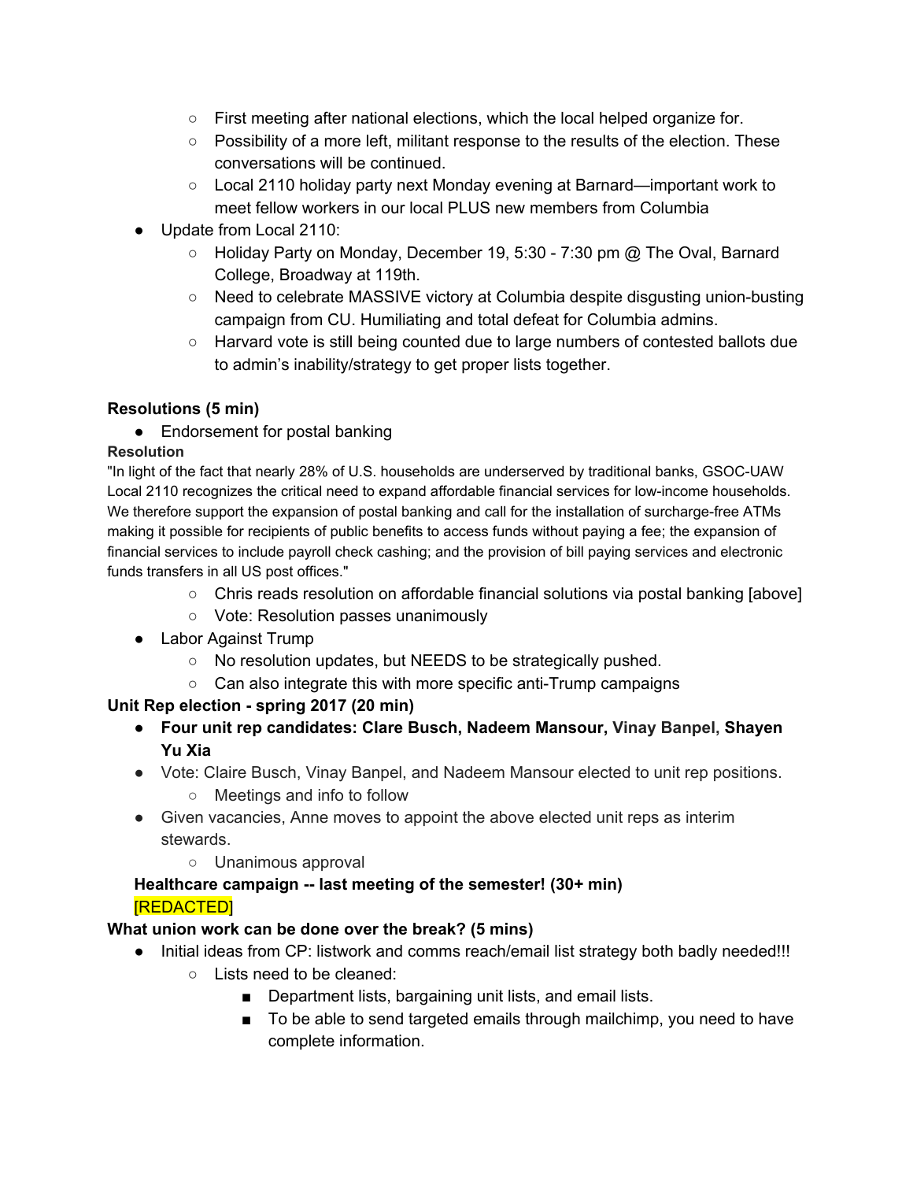- First meeting after national elections, which the local helped organize for.
    - Possibility of a more left, militant response to the results of the election. These conversations will be continued.
    - Local 2110 holiday party next Monday evening at Barnard—important work to meet fellow workers in our local PLUS new members from Columbia
- Update from Local 2110:
    - Holiday Party on Monday, December 19, 5:30 - 7:30 pm @ The Oval, Barnard College, Broadway at 119th.
    - Need to celebrate MASSIVE victory at Columbia despite disgusting union-busting campaign from CU. Humiliating and total defeat for Columbia admins.
    - Harvard vote is still being counted due to large numbers of contested ballots due to admin's inability/strategy to get proper lists together.

**Resolutions (5 min)**

- Endorsement for postal banking

**Resolution**

"In light of the fact that nearly 28% of U.S. households are underserved by traditional banks, GSOC-UAW Local 2110 recognizes the critical need to expand affordable financial services for low-income households. We therefore support the expansion of postal banking and call for the installation of surcharge-free ATMs making it possible for recipients of public benefits to access funds without paying a fee; the expansion of financial services to include payroll check cashing; and the provision of bill paying services and electronic funds transfers in all US post offices."

- Chris reads resolution on affordable financial solutions via postal banking [above]
    - Vote: Resolution passes unanimously
- Labor Against Trump
    - No resolution updates, but NEEDS to be strategically pushed.
    - Can also integrate this with more specific anti-Trump campaigns

**Unit Rep election - spring 2017 (20 min)**

- **Four unit rep candidates: Clare Busch, Nadeem Mansour, Vinay Banpel, Shayen Yu Xia**
- Vote: Claire Busch, Vinay Banpel, and Nadeem Mansour elected to unit rep positions.
    - Meetings and info to follow
- Given vacancies, Anne moves to appoint the above elected unit reps as interim stewards.
    - Unanimous approval

**Healthcare campaign -- last meeting of the semester! (30+ min)**

[REDACTED]

**What union work can be done over the break? (5 mins)**

- Initial ideas from CP: listwork and comms reach/email list strategy both badly needed!!!
    - Lists need to be cleaned:
        - Department lists, bargaining unit lists, and email lists.
        - To be able to send targeted emails through mailchimp, you need to have complete information.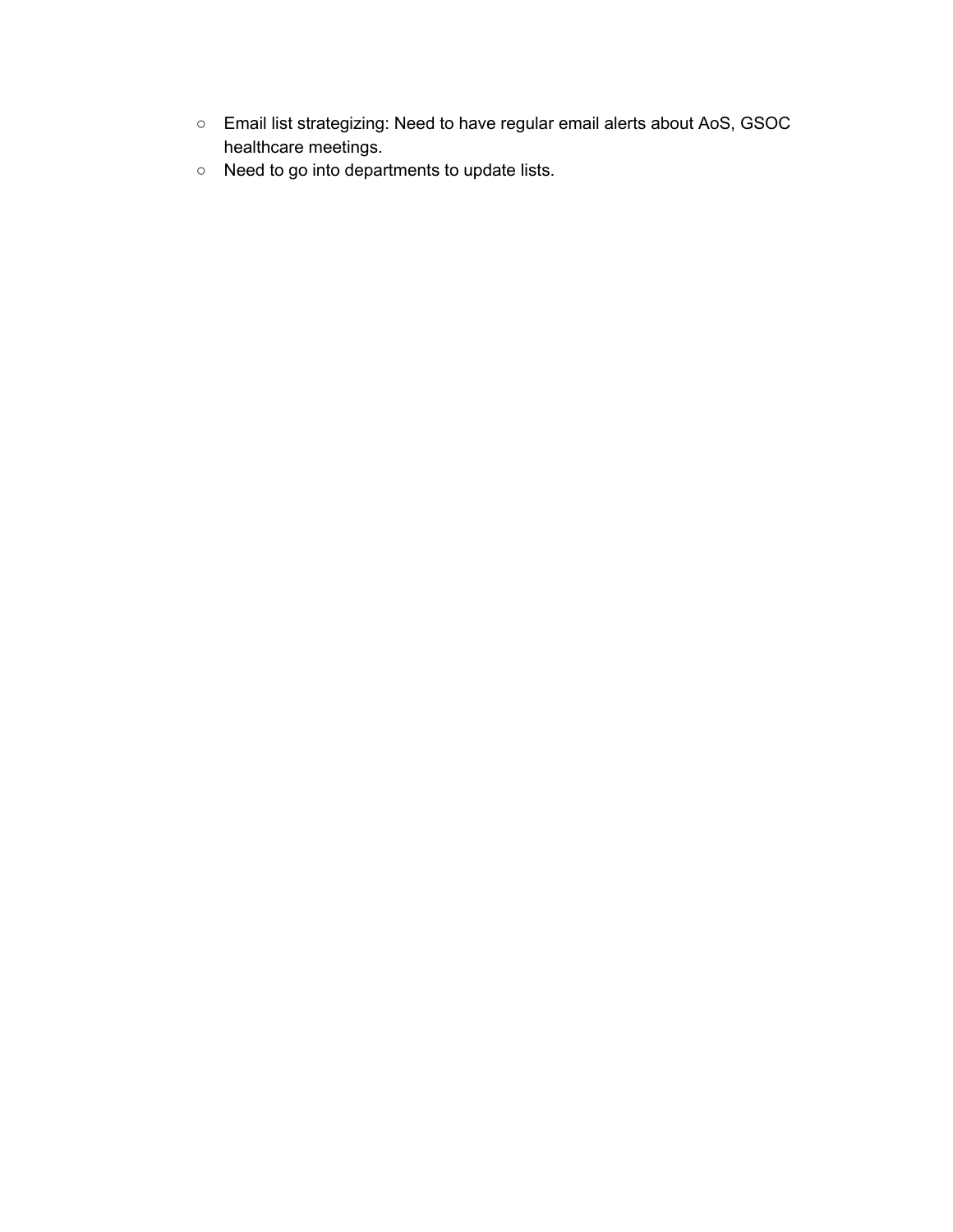- Email list strategizing: Need to have regular email alerts about AoS, GSOC healthcare meetings.
- Need to go into departments to update lists.